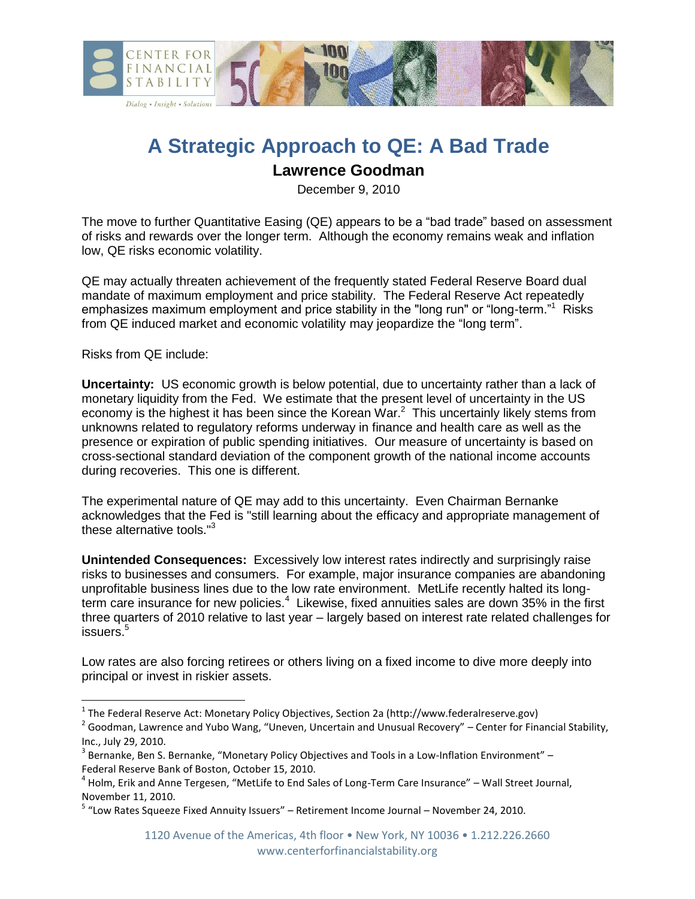# A Strategic Approach to QE: A Bad Trade

**Lawrence Goodman**

December 9, 2010

The move to further Quantitative Easing (QE) appears to be a "bad trade" based on assessment of risks and rewards over the longer term. Although the economy remains weak and inflation low, QE risks economic volatility.

QE may actually threaten achievement of the frequently stated Federal Reserve Board dual mandate of maximum employment and price stability. The Federal Reserve Act repeatedly emphasizes maximum employment and price stability in the "long run" or "long-term."[1] Risks from QE induced market and economic volatility may jeopardize the "long term".

Risks from QE include:

**Uncertainty:** US economic growth is below potential, due to uncertainty rather than a lack of monetary liquidity from the Fed. We estimate that the present level of uncertainty in the US economy is the highest it has been since the Korean War.[2] This uncertainly likely stems from unknowns related to regulatory reforms underway in finance and health care as well as the presence or expiration of public spending initiatives. Our measure of uncertainty is based on cross-sectional standard deviation of the component growth of the national income accounts during recoveries. This one is different.

The experimental nature of QE may add to this uncertainty. Even Chairman Bernanke acknowledges that the Fed is "still learning about the efficacy and appropriate management of these alternative tools."[3]

**Unintended Consequences:** Excessively low interest rates indirectly and surprisingly raise risks to businesses and consumers. For example, major insurance companies are abandoning unprofitable business lines due to the low rate environment. MetLife recently halted its long-term care insurance for new policies.[4] Likewise, fixed annuities sales are down 35% in the first three quarters of 2010 relative to last year – largely based on interest rate related challenges for issuers.[5]

Low rates are also forcing retirees or others living on a fixed income to dive more deeply into principal or invest in riskier assets.

---

[1] The Federal Reserve Act: Monetary Policy Objectives, Section 2a (http://www.federalreserve.gov)

[2] Goodman, Lawrence and Yubo Wang, "Uneven, Uncertain and Unusual Recovery" – Center for Financial Stability, Inc., July 29, 2010.

[3] Bernanke, Ben S. Bernanke, "Monetary Policy Objectives and Tools in a Low-Inflation Environment" – Federal Reserve Bank of Boston, October 15, 2010.

[4] Holm, Erik and Anne Tergesen, "MetLife to End Sales of Long-Term Care Insurance" – Wall Street Journal, November 11, 2010.

[5] "Low Rates Squeeze Fixed Annuity Issuers" – Retirement Income Journal – November 24, 2010.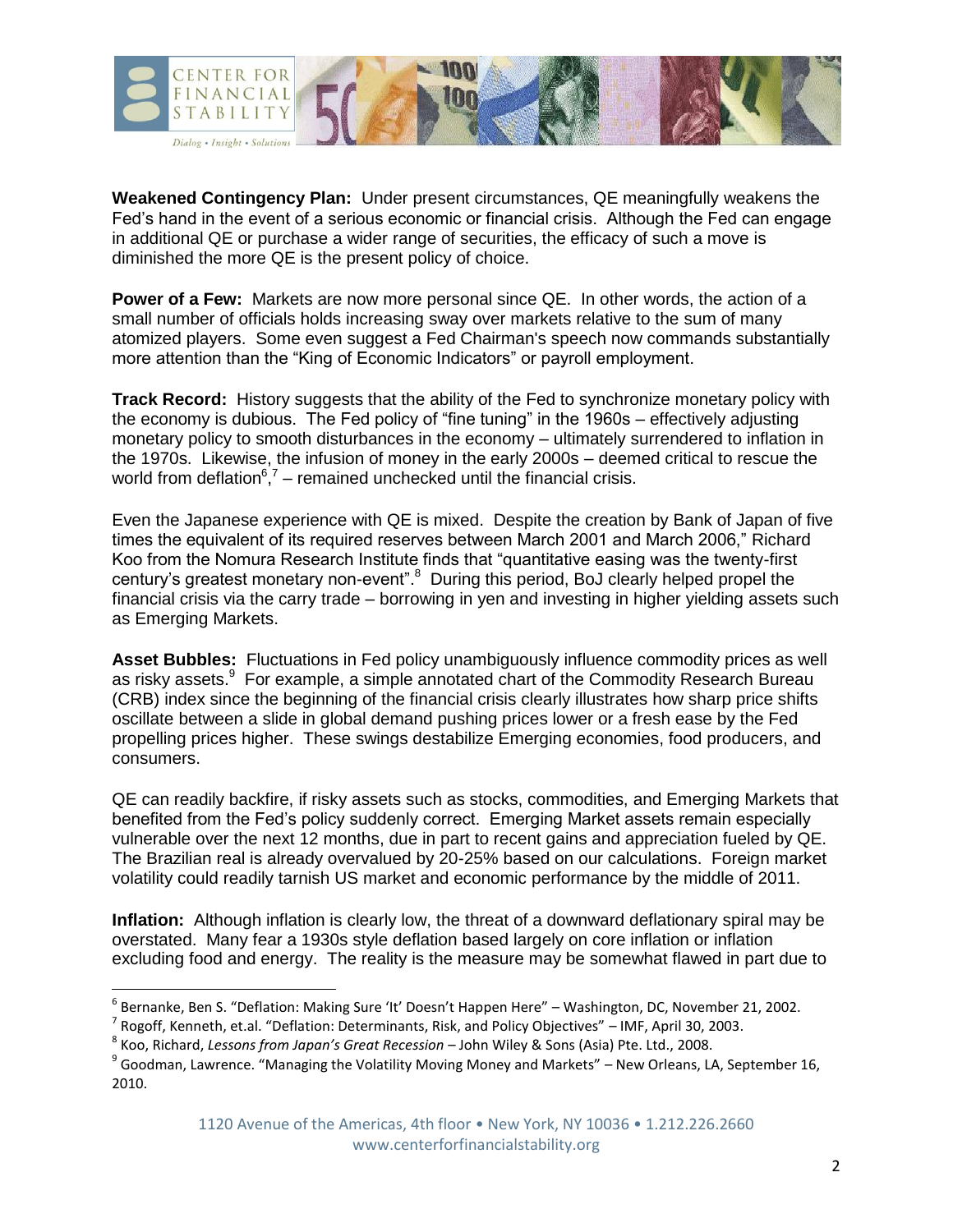**Weakened Contingency Plan:** Under present circumstances, QE meaningfully weakens the Fed's hand in the event of a serious economic or financial crisis. Although the Fed can engage in additional QE or purchase a wider range of securities, the efficacy of such a move is diminished the more QE is the present policy of choice.

**Power of a Few:** Markets are now more personal since QE. In other words, the action of a small number of officials holds increasing sway over markets relative to the sum of many atomized players. Some even suggest a Fed Chairman's speech now commands substantially more attention than the "King of Economic Indicators" or payroll employment.

**Track Record:** History suggests that the ability of the Fed to synchronize monetary policy with the economy is dubious. The Fed policy of "fine tuning" in the 1960s – effectively adjusting monetary policy to smooth disturbances in the economy – ultimately surrendered to inflation in the 1970s. Likewise, the infusion of money in the early 2000s – deemed critical to rescue the world from deflation[6],[7] – remained unchecked until the financial crisis.

Even the Japanese experience with QE is mixed. Despite the creation by Bank of Japan of five times the equivalent of its required reserves between March 2001 and March 2006," Richard Koo from the Nomura Research Institute finds that "quantitative easing was the twenty-first century's greatest monetary non-event".[8] During this period, BoJ clearly helped propel the financial crisis via the carry trade – borrowing in yen and investing in higher yielding assets such as Emerging Markets.

**Asset Bubbles:** Fluctuations in Fed policy unambiguously influence commodity prices as well as risky assets.[9] For example, a simple annotated chart of the Commodity Research Bureau (CRB) index since the beginning of the financial crisis clearly illustrates how sharp price shifts oscillate between a slide in global demand pushing prices lower or a fresh ease by the Fed propelling prices higher. These swings destabilize Emerging economies, food producers, and consumers.

QE can readily backfire, if risky assets such as stocks, commodities, and Emerging Markets that benefited from the Fed's policy suddenly correct. Emerging Market assets remain especially vulnerable over the next 12 months, due in part to recent gains and appreciation fueled by QE. The Brazilian real is already overvalued by 20-25% based on our calculations. Foreign market volatility could readily tarnish US market and economic performance by the middle of 2011.

**Inflation:** Although inflation is clearly low, the threat of a downward deflationary spiral may be overstated. Many fear a 1930s style deflation based largely on core inflation or inflation excluding food and energy. The reality is the measure may be somewhat flawed in part due to

---

[6] Bernanke, Ben S. "Deflation: Making Sure 'It' Doesn't Happen Here" – Washington, DC, November 21, 2002.

[7] Rogoff, Kenneth, et.al. "Deflation: Determinants, Risk, and Policy Objectives" – IMF, April 30, 2003.

[8] Koo, Richard, *Lessons from Japan's Great Recession* – John Wiley & Sons (Asia) Pte. Ltd., 2008.

[9] Goodman, Lawrence. "Managing the Volatility Moving Money and Markets" – New Orleans, LA, September 16, 2010.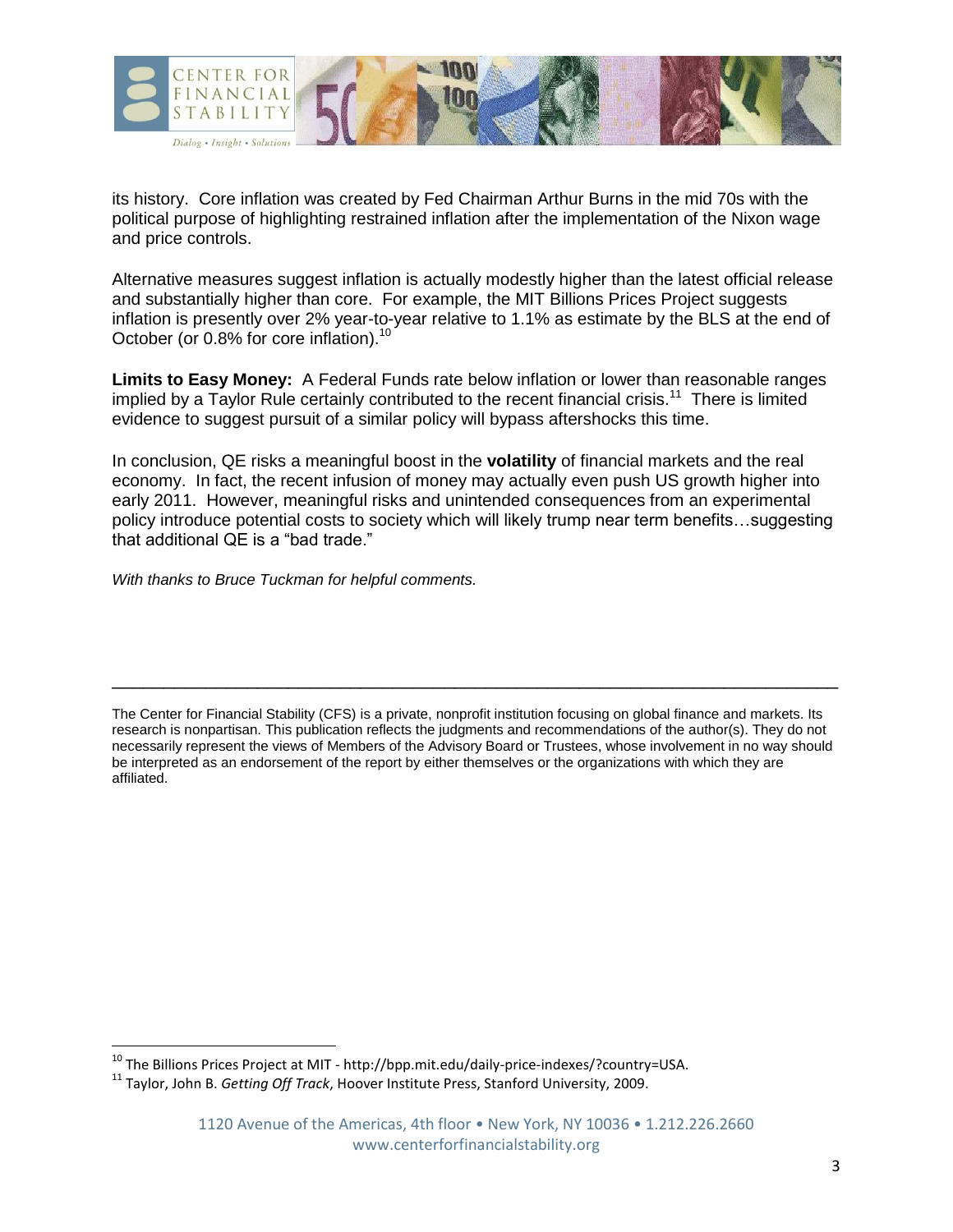its history. Core inflation was created by Fed Chairman Arthur Burns in the mid 70s with the political purpose of highlighting restrained inflation after the implementation of the Nixon wage and price controls.

Alternative measures suggest inflation is actually modestly higher than the latest official release and substantially higher than core. For example, the MIT Billions Prices Project suggests inflation is presently over 2% year-to-year relative to 1.1% as estimate by the BLS at the end of October (or 0.8% for core inflation).[10]

**Limits to Easy Money:** A Federal Funds rate below inflation or lower than reasonable ranges implied by a Taylor Rule certainly contributed to the recent financial crisis.[11] There is limited evidence to suggest pursuit of a similar policy will bypass aftershocks this time.

In conclusion, QE risks a meaningful boost in the **volatility** of financial markets and the real economy. In fact, the recent infusion of money may actually even push US growth higher into early 2011. However, meaningful risks and unintended consequences from an experimental policy introduce potential costs to society which will likely trump near term benefits…suggesting that additional QE is a "bad trade."

*With thanks to Bruce Tuckman for helpful comments.*

---

The Center for Financial Stability (CFS) is a private, nonprofit institution focusing on global finance and markets. Its research is nonpartisan. This publication reflects the judgments and recommendations of the author(s). They do not necessarily represent the views of Members of the Advisory Board or Trustees, whose involvement in no way should be interpreted as an endorsement of the report by either themselves or the organizations with which they are affiliated.

[10] The Billions Prices Project at MIT - http://bpp.mit.edu/daily-price-indexes/?country=USA.

[11] Taylor, John B. *Getting Off Track*, Hoover Institute Press, Stanford University, 2009.